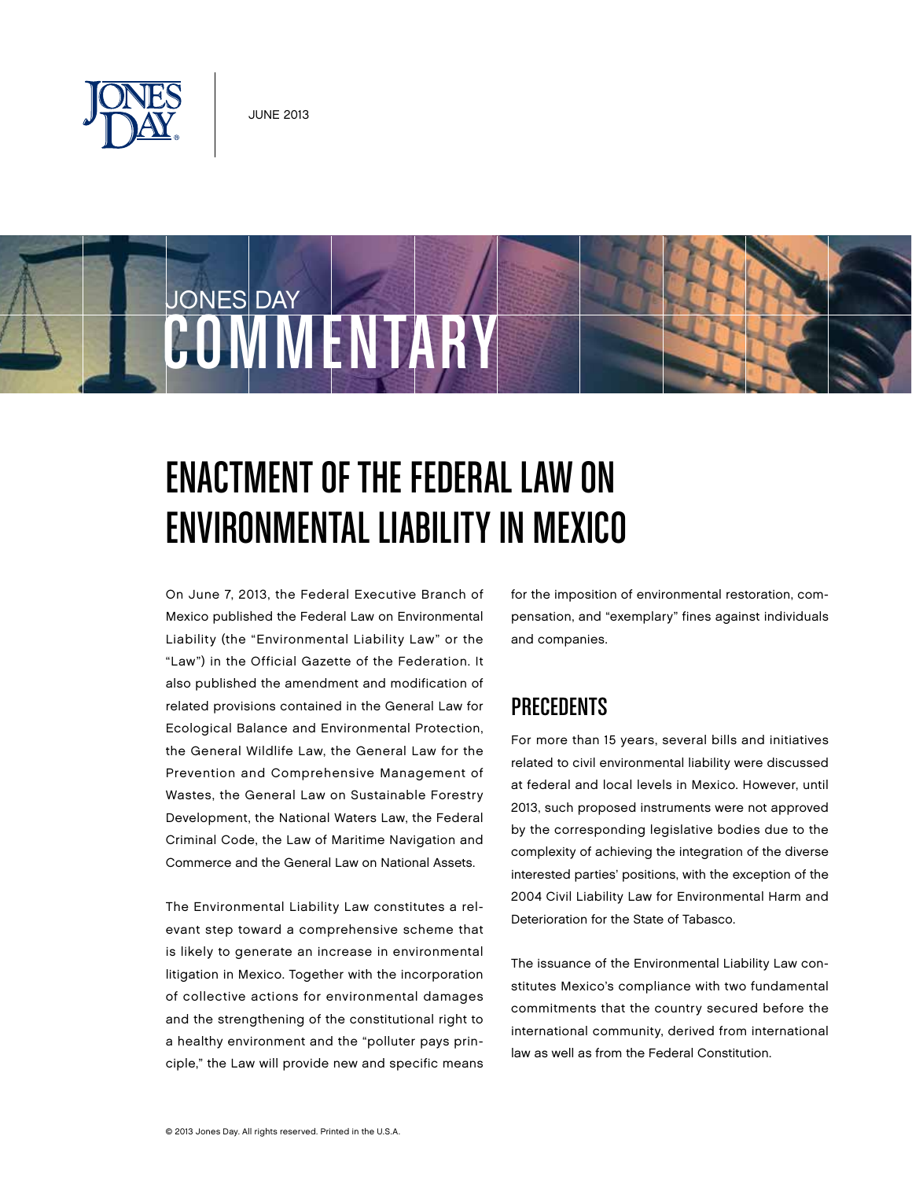# ENACTMENT OF THE FEDERAL LAW ON ENVIRONMENTAL LIABILITY IN MEXICO

On June 7, 2013, the Federal Executive Branch of Mexico published the Federal Law on Environmental Liability (the "Environmental Liability Law" or the "Law") in the Official Gazette of the Federation. It also published the amendment and modification of related provisions contained in the General Law for Ecological Balance and Environmental Protection, the General Wildlife Law, the General Law for the Prevention and Comprehensive Management of Wastes, the General Law on Sustainable Forestry Development, the National Waters Law, the Federal Criminal Code, the Law of Maritime Navigation and Commerce and the General Law on National Assets.

The Environmental Liability Law constitutes a relevant step toward a comprehensive scheme that is likely to generate an increase in environmental litigation in Mexico. Together with the incorporation of collective actions for environmental damages and the strengthening of the constitutional right to a healthy environment and the "polluter pays principle," the Law will provide new and specific means for the imposition of environmental restoration, compensation, and "exemplary" fines against individuals and companies.

## PRECEDENTS

For more than 15 years, several bills and initiatives related to civil environmental liability were discussed at federal and local levels in Mexico. However, until 2013, such proposed instruments were not approved by the corresponding legislative bodies due to the complexity of achieving the integration of the diverse interested parties' positions, with the exception of the 2004 Civil Liability Law for Environmental Harm and Deterioration for the State of Tabasco.

The issuance of the Environmental Liability Law constitutes Mexico's compliance with two fundamental commitments that the country secured before the international community, derived from international law as well as from the Federal Constitution.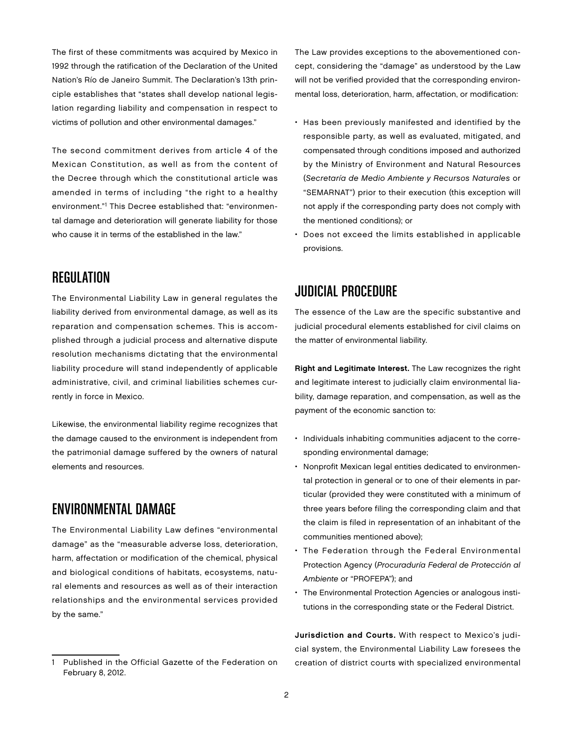The first of these commitments was acquired by Mexico in 1992 through the ratification of the Declaration of the United Nation's Río de Janeiro Summit. The Declaration's 13th principle establishes that "states shall develop national legislation regarding liability and compensation in respect to victims of pollution and other environmental damages."

The second commitment derives from article 4 of the Mexican Constitution, as well as from the content of the Decree through which the constitutional article was amended in terms of including "the right to a healthy environment."[1] This Decree established that: "environmental damage and deterioration will generate liability for those who cause it in terms of the established in the law."

## REGULATION

The Environmental Liability Law in general regulates the liability derived from environmental damage, as well as its reparation and compensation schemes. This is accomplished through a judicial process and alternative dispute resolution mechanisms dictating that the environmental liability procedure will stand independently of applicable administrative, civil, and criminal liabilities schemes currently in force in Mexico.

Likewise, the environmental liability regime recognizes that the damage caused to the environment is independent from the patrimonial damage suffered by the owners of natural elements and resources.

## ENVIRONMENTAL DAMAGE

The Environmental Liability Law defines "environmental damage" as the "measurable adverse loss, deterioration, harm, affectation or modification of the chemical, physical and biological conditions of habitats, ecosystems, natural elements and resources as well as of their interaction relationships and the environmental services provided by the same."

The Law provides exceptions to the abovementioned concept, considering the "damage" as understood by the Law will not be verified provided that the corresponding environmental loss, deterioration, harm, affectation, or modification:

- Has been previously manifested and identified by the responsible party, as well as evaluated, mitigated, and compensated through conditions imposed and authorized by the Ministry of Environment and Natural Resources (*Secretaría de Medio Ambiente y Recursos Naturales* or "SEMARNAT") prior to their execution (this exception will not apply if the corresponding party does not comply with the mentioned conditions); or
- Does not exceed the limits established in applicable provisions.

## JUDICIAL PROCEDURE

The essence of the Law are the specific substantive and judicial procedural elements established for civil claims on the matter of environmental liability.

**Right and Legitimate Interest.** The Law recognizes the right and legitimate interest to judicially claim environmental liability, damage reparation, and compensation, as well as the payment of the economic sanction to:

- Individuals inhabiting communities adjacent to the corresponding environmental damage;
- Nonprofit Mexican legal entities dedicated to environmental protection in general or to one of their elements in particular (provided they were constituted with a minimum of three years before filing the corresponding claim and that the claim is filed in representation of an inhabitant of the communities mentioned above);
- The Federation through the Federal Environmental Protection Agency (*Procuraduría Federal de Protección al Ambiente* or "PROFEPA"); and
- The Environmental Protection Agencies or analogous institutions in the corresponding state or the Federal District.

**Jurisdiction and Courts.** With respect to Mexico's judicial system, the Environmental Liability Law foresees the creation of district courts with specialized environmental

[1] Published in the Official Gazette of the Federation on February 8, 2012.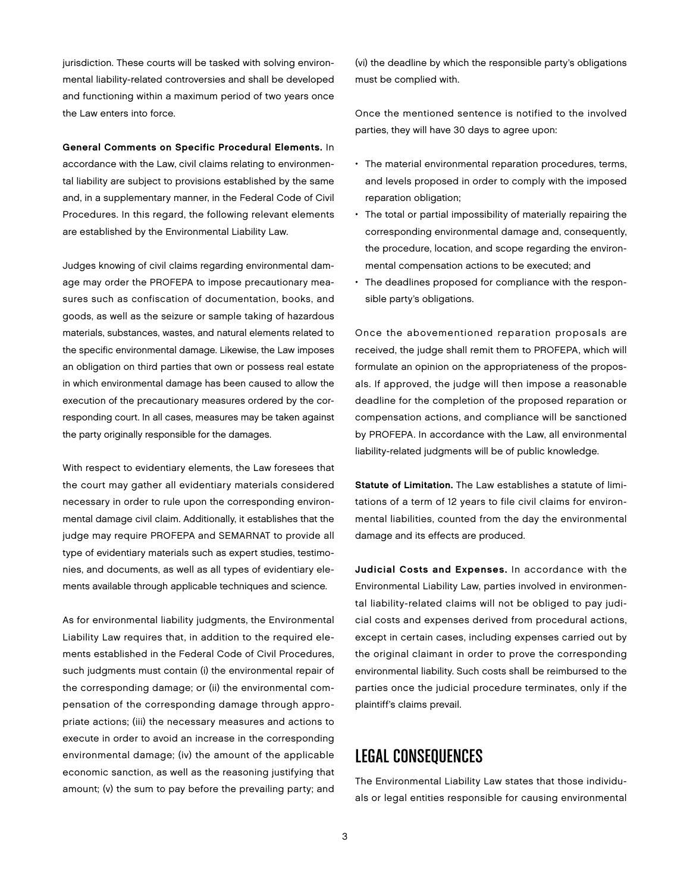jurisdiction. These courts will be tasked with solving environmental liability-related controversies and shall be developed and functioning within a maximum period of two years once the Law enters into force.

**General Comments on Specific Procedural Elements.** In accordance with the Law, civil claims relating to environmental liability are subject to provisions established by the same and, in a supplementary manner, in the Federal Code of Civil Procedures. In this regard, the following relevant elements are established by the Environmental Liability Law.

Judges knowing of civil claims regarding environmental damage may order the PROFEPA to impose precautionary measures such as confiscation of documentation, books, and goods, as well as the seizure or sample taking of hazardous materials, substances, wastes, and natural elements related to the specific environmental damage. Likewise, the Law imposes an obligation on third parties that own or possess real estate in which environmental damage has been caused to allow the execution of the precautionary measures ordered by the corresponding court. In all cases, measures may be taken against the party originally responsible for the damages.

With respect to evidentiary elements, the Law foresees that the court may gather all evidentiary materials considered necessary in order to rule upon the corresponding environmental damage civil claim. Additionally, it establishes that the judge may require PROFEPA and SEMARNAT to provide all type of evidentiary materials such as expert studies, testimonies, and documents, as well as all types of evidentiary elements available through applicable techniques and science.

As for environmental liability judgments, the Environmental Liability Law requires that, in addition to the required elements established in the Federal Code of Civil Procedures, such judgments must contain (i) the environmental repair of the corresponding damage; or (ii) the environmental compensation of the corresponding damage through appropriate actions; (iii) the necessary measures and actions to execute in order to avoid an increase in the corresponding environmental damage; (iv) the amount of the applicable economic sanction, as well as the reasoning justifying that amount; (v) the sum to pay before the prevailing party; and (vi) the deadline by which the responsible party's obligations must be complied with.

Once the mentioned sentence is notified to the involved parties, they will have 30 days to agree upon:

- The material environmental reparation procedures, terms, and levels proposed in order to comply with the imposed reparation obligation;
- The total or partial impossibility of materially repairing the corresponding environmental damage and, consequently, the procedure, location, and scope regarding the environmental compensation actions to be executed; and
- The deadlines proposed for compliance with the responsible party's obligations.

Once the abovementioned reparation proposals are received, the judge shall remit them to PROFEPA, which will formulate an opinion on the appropriateness of the proposals. If approved, the judge will then impose a reasonable deadline for the completion of the proposed reparation or compensation actions, and compliance will be sanctioned by PROFEPA. In accordance with the Law, all environmental liability-related judgments will be of public knowledge.

**Statute of Limitation.** The Law establishes a statute of limitations of a term of 12 years to file civil claims for environmental liabilities, counted from the day the environmental damage and its effects are produced.

**Judicial Costs and Expenses.** In accordance with the Environmental Liability Law, parties involved in environmental liability-related claims will not be obliged to pay judicial costs and expenses derived from procedural actions, except in certain cases, including expenses carried out by the original claimant in order to prove the corresponding environmental liability. Such costs shall be reimbursed to the parties once the judicial procedure terminates, only if the plaintiff's claims prevail.

## LEGAL CONSEQUENCES

The Environmental Liability Law states that those individuals or legal entities responsible for causing environmental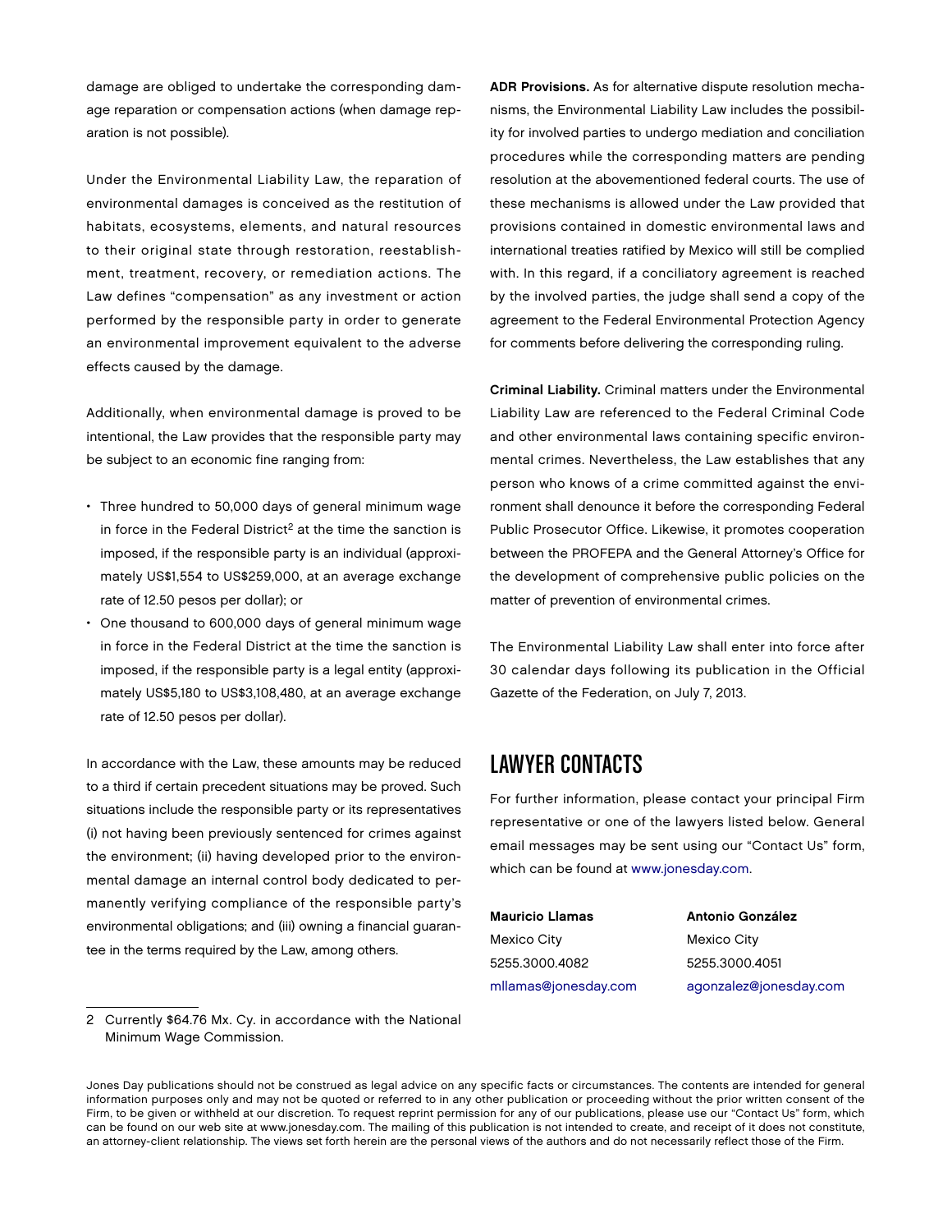damage are obliged to undertake the corresponding damage reparation or compensation actions (when damage reparation is not possible).

Under the Environmental Liability Law, the reparation of environmental damages is conceived as the restitution of habitats, ecosystems, elements, and natural resources to their original state through restoration, reestablishment, treatment, recovery, or remediation actions. The Law defines "compensation" as any investment or action performed by the responsible party in order to generate an environmental improvement equivalent to the adverse effects caused by the damage.

Additionally, when environmental damage is proved to be intentional, the Law provides that the responsible party may be subject to an economic fine ranging from:

- Three hundred to 50,000 days of general minimum wage in force in the Federal District[2] at the time the sanction is imposed, if the responsible party is an individual (approximately US$1,554 to US$259,000, at an average exchange rate of 12.50 pesos per dollar); or
- One thousand to 600,000 days of general minimum wage in force in the Federal District at the time the sanction is imposed, if the responsible party is a legal entity (approximately US$5,180 to US$3,108,480, at an average exchange rate of 12.50 pesos per dollar).

In accordance with the Law, these amounts may be reduced to a third if certain precedent situations may be proved. Such situations include the responsible party or its representatives (i) not having been previously sentenced for crimes against the environment; (ii) having developed prior to the environmental damage an internal control body dedicated to permanently verifying compliance of the responsible party's environmental obligations; and (iii) owning a financial guarantee in the terms required by the Law, among others.

2 Currently $64.76 Mx. Cy. in accordance with the National Minimum Wage Commission.

**ADR Provisions.** As for alternative dispute resolution mechanisms, the Environmental Liability Law includes the possibility for involved parties to undergo mediation and conciliation procedures while the corresponding matters are pending resolution at the abovementioned federal courts. The use of these mechanisms is allowed under the Law provided that provisions contained in domestic environmental laws and international treaties ratified by Mexico will still be complied with. In this regard, if a conciliatory agreement is reached by the involved parties, the judge shall send a copy of the agreement to the Federal Environmental Protection Agency for comments before delivering the corresponding ruling.

**Criminal Liability.** Criminal matters under the Environmental Liability Law are referenced to the Federal Criminal Code and other environmental laws containing specific environmental crimes. Nevertheless, the Law establishes that any person who knows of a crime committed against the environment shall denounce it before the corresponding Federal Public Prosecutor Office. Likewise, it promotes cooperation between the PROFEPA and the General Attorney's Office for the development of comprehensive public policies on the matter of prevention of environmental crimes.

The Environmental Liability Law shall enter into force after 30 calendar days following its publication in the Official Gazette of the Federation, on July 7, 2013.

## LAWYER CONTACTS

For further information, please contact your principal Firm representative or one of the lawyers listed below. General email messages may be sent using our "Contact Us" form, which can be found at www.jonesday.com.

**Mauricio Llamas**
Mexico City
5255.3000.4082
mllamas@jonesday.com

**Antonio González**
Mexico City
5255.3000.4051
agonzalez@jonesday.com

Jones Day publications should not be construed as legal advice on any specific facts or circumstances. The contents are intended for general information purposes only and may not be quoted or referred to in any other publication or proceeding without the prior written consent of the Firm, to be given or withheld at our discretion. To request reprint permission for any of our publications, please use our "Contact Us" form, which can be found on our web site at www.jonesday.com. The mailing of this publication is not intended to create, and receipt of it does not constitute, an attorney-client relationship. The views set forth herein are the personal views of the authors and do not necessarily reflect those of the Firm.